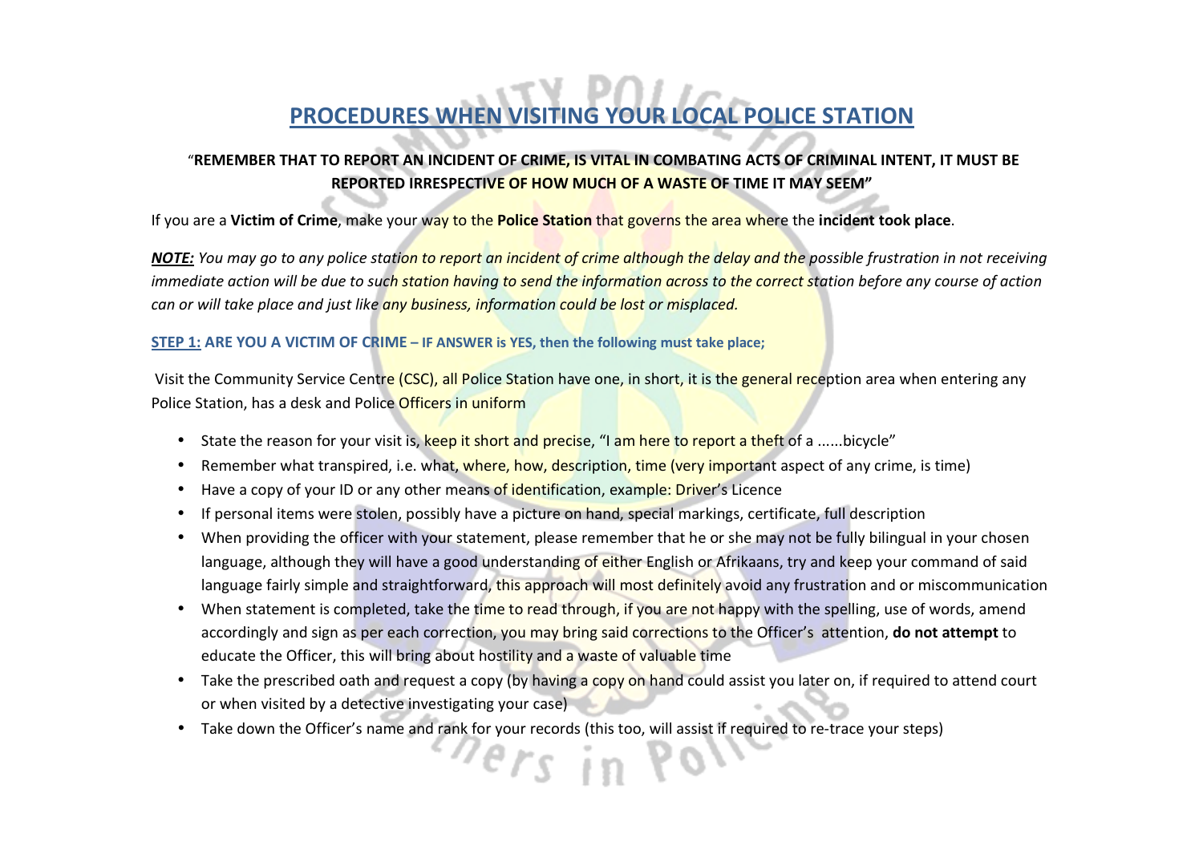# PROCEDURES WHEN VISITING YOUR LOCAL POLICE STATION

"**REMEMBER THAT TO REPORT AN INCIDENT OF CRIME, IS VITAL IN COMBATING ACTS OF CRIMINAL INTENT, IT MUST BE REPORTED IRRESPECTIVE OF HOW MUCH OF A WASTE OF TIME IT MAY SEEM"**

If you are a **Victim of Crime**, make your way to the **Police Station** that governs the area where the **incident took place**.

***NOTE:*** *You may go to any police station to report an incident of crime although the delay and the possible frustration in not receiving immediate action will be due to such station having to send the information across to the correct station before any course of action can or will take place and just like any business, information could be lost or misplaced.*

**STEP 1: ARE YOU A VICTIM OF CRIME – IF ANSWER is YES, then the following must take place;**

Visit the Community Service Centre (CSC), all Police Station have one, in short, it is the general reception area when entering any Police Station, has a desk and Police Officers in uniform

- State the reason for your visit is, keep it short and precise, "I am here to report a theft of a ......bicycle"
- Remember what transpired, i.e. what, where, how, description, time (very important aspect of any crime, is time)
- Have a copy of your ID or any other means of identification, example: Driver's Licence
- If personal items were stolen, possibly have a picture on hand, special markings, certificate, full description
- When providing the officer with your statement, please remember that he or she may not be fully bilingual in your chosen language, although they will have a good understanding of either English or Afrikaans, try and keep your command of said language fairly simple and straightforward, this approach will most definitely avoid any frustration and or miscommunication
- When statement is completed, take the time to read through, if you are not happy with the spelling, use of words, amend accordingly and sign as per each correction, you may bring said corrections to the Officer's attention, **do not attempt** to educate the Officer, this will bring about hostility and a waste of valuable time
- Take the prescribed oath and request a copy (by having a copy on hand could assist you later on, if required to attend court or when visited by a detective investigating your case)
- Take down the Officer's name and rank for your records (this too, will assist if required to re-trace your steps)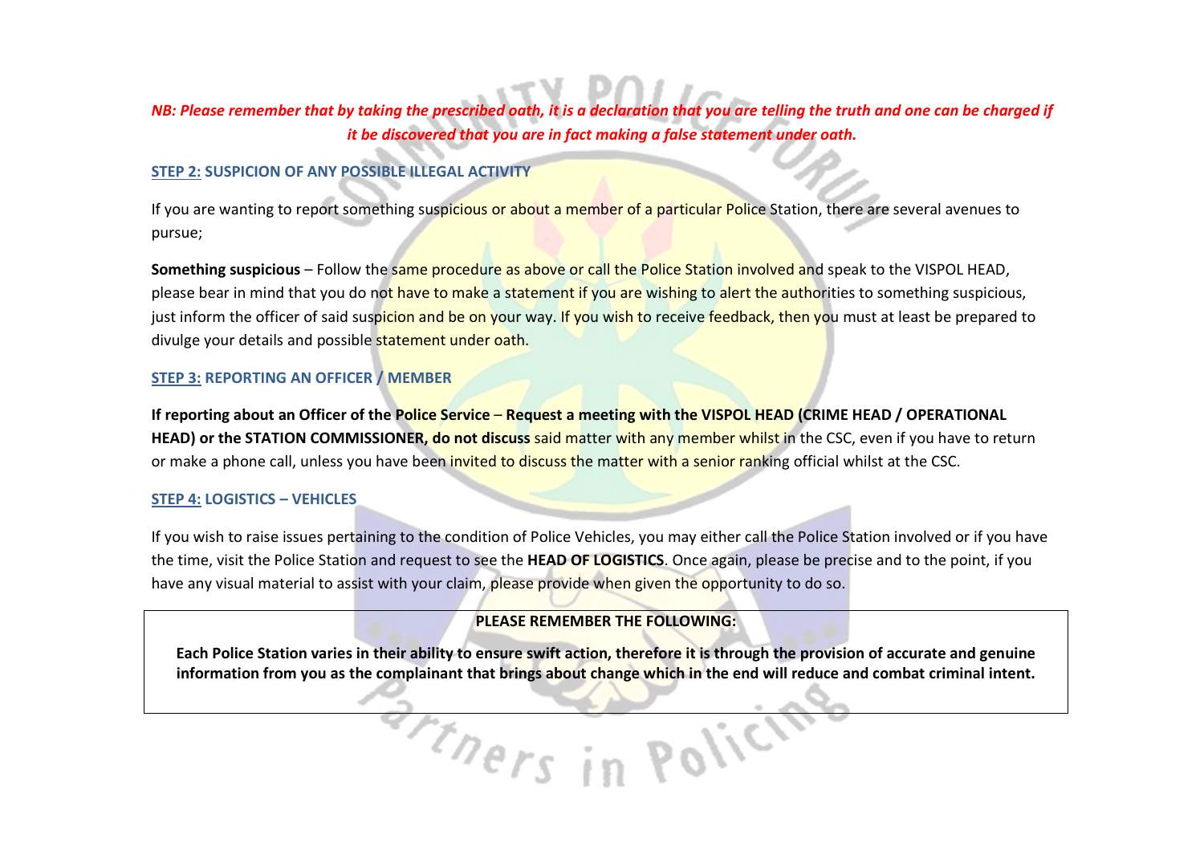***NB: Please remember that by taking the prescribed oath, it is a declaration that you are telling the truth and one can be charged if it be discovered that you are in fact making a false statement under oath.***

### STEP 2: SUSPICION OF ANY POSSIBLE ILLEGAL ACTIVITY

If you are wanting to report something suspicious or about a member of a particular Police Station, there are several avenues to pursue;

**Something suspicious** – Follow the same procedure as above or call the Police Station involved and speak to the VISPOL HEAD, please bear in mind that you do not have to make a statement if you are wishing to alert the authorities to something suspicious, just inform the officer of said suspicion and be on your way. If you wish to receive feedback, then you must at least be prepared to divulge your details and possible statement under oath.

### STEP 3: REPORTING AN OFFICER / MEMBER

**If reporting about an Officer of the Police Service – Request a meeting with the VISPOL HEAD (CRIME HEAD / OPERATIONAL HEAD) or the STATION COMMISSIONER, do not discuss** said matter with any member whilst in the CSC, even if you have to return or make a phone call, unless you have been invited to discuss the matter with a senior ranking official whilst at the CSC.

### STEP 4: LOGISTICS – VEHICLES

If you wish to raise issues pertaining to the condition of Police Vehicles, you may either call the Police Station involved or if you have the time, visit the Police Station and request to see the **HEAD OF LOGISTICS**. Once again, please be precise and to the point, if you have any visual material to assist with your claim, please provide when given the opportunity to do so.

**PLEASE REMEMBER THE FOLLOWING:**

**Each Police Station varies in their ability to ensure swift action, therefore it is through the provision of accurate and genuine information from you as the complainant that brings about change which in the end will reduce and combat criminal intent.**